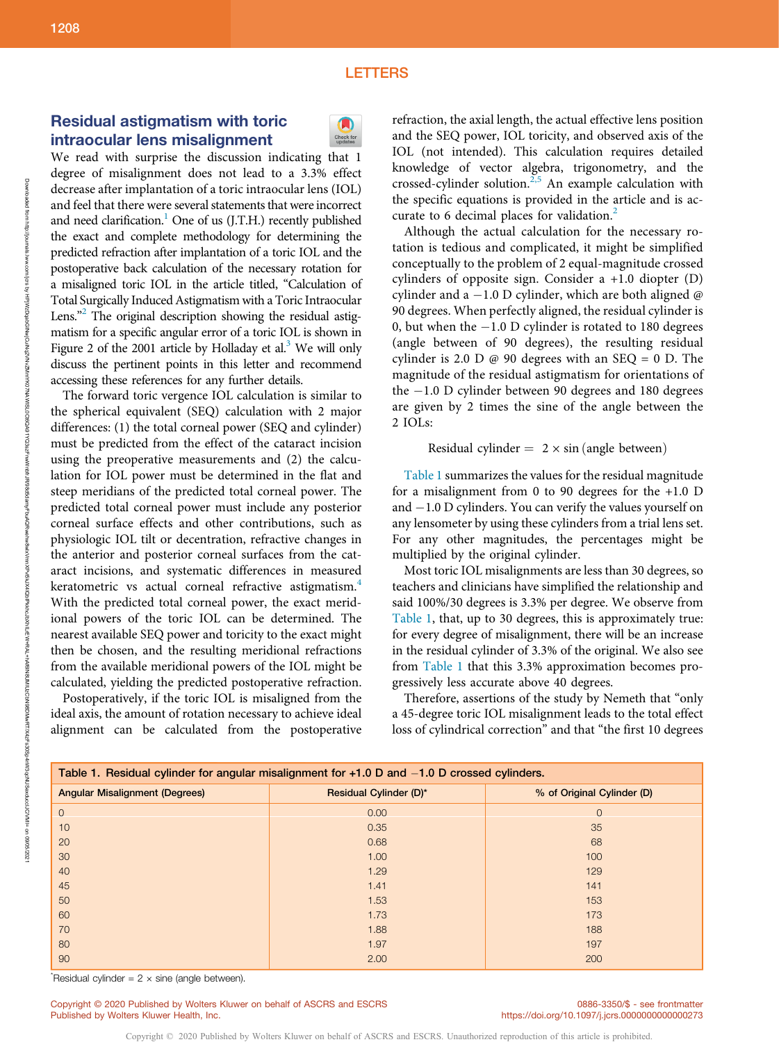# LETTERS

## Residual astigmatism with toric intraocular lens misalignment

We read with surprise the discussion indicating that 1 degree of misalignment does not lead to a 3.3% effect decrease after implantation of a toric intraocular lens (IOL) and feel that there were several statements that were incorrect and need clarification.[1] One of us (J.T.H.) recently published the exact and complete methodology for determining the predicted refraction after implantation of a toric IOL and the postoperative back calculation of the necessary rotation for a misaligned toric IOL in the article titled, "Calculation of Total Surgically Induced Astigmatism with a Toric Intraocular Lens."[2] The original description showing the residual astigmatism for a specific angular error of a toric IOL is shown in Figure 2 of the 2001 article by Holladay et al.[3] We will only discuss the pertinent points in this letter and recommend accessing these references for any further details.

The forward toric vergence IOL calculation is similar to the spherical equivalent (SEQ) calculation with 2 major differences: (1) the total corneal power (SEQ and cylinder) must be predicted from the effect of the cataract incision using the preoperative measurements and (2) the calculation for IOL power must be determined in the flat and steep meridians of the predicted total corneal power. The predicted total corneal power must include any posterior corneal surface effects and other contributions, such as physiologic IOL tilt or decentration, refractive changes in the anterior and posterior corneal surfaces from the cataract incisions, and systematic differences in measured keratometric vs actual corneal refractive astigmatism.[4] With the predicted total corneal power, the exact meridional powers of the toric IOL can be determined. The nearest available SEQ power and toricity to the exact might then be chosen, and the resulting meridional refractions from the available meridional powers of the IOL might be calculated, yielding the predicted postoperative refraction.

Postoperatively, if the toric IOL is misaligned from the ideal axis, the amount of rotation necessary to achieve ideal alignment can be calculated from the postoperative refraction, the axial length, the actual effective lens position and the SEQ power, IOL toricity, and observed axis of the IOL (not intended). This calculation requires detailed knowledge of vector algebra, trigonometry, and the crossed-cylinder solution.[2,5] An example calculation with the specific equations is provided in the article and is accurate to 6 decimal places for validation.[2]

Although the actual calculation for the necessary rotation is tedious and complicated, it might be simplified conceptually to the problem of 2 equal-magnitude crossed cylinders of opposite sign. Consider a +1.0 diopter (D) cylinder and a −1.0 D cylinder, which are both aligned @ 90 degrees. When perfectly aligned, the residual cylinder is 0, but when the −1.0 D cylinder is rotated to 180 degrees (angle between of 90 degrees), the resulting residual cylinder is 2.0 D @ 90 degrees with an SEQ = 0 D. The magnitude of the residual astigmatism for orientations of the −1.0 D cylinder between 90 degrees and 180 degrees are given by 2 times the sine of the angle between the 2 IOLs:

$$\text{Residual cylinder} = 2 \times \sin(\text{angle between})$$

Table 1 summarizes the values for the residual magnitude for a misalignment from 0 to 90 degrees for the +1.0 D and −1.0 D cylinders. You can verify the values yourself on any lensometer by using these cylinders from a trial lens set. For any other magnitudes, the percentages might be multiplied by the original cylinder.

Most toric IOL misalignments are less than 30 degrees, so teachers and clinicians have simplified the relationship and said 100%/30 degrees is 3.3% per degree. We observe from Table 1, that, up to 30 degrees, this is approximately true: for every degree of misalignment, there will be an increase in the residual cylinder of 3.3% of the original. We also see from Table 1 that this 3.3% approximation becomes progressively less accurate above 40 degrees.

Therefore, assertions of the study by Nemeth that "only a 45-degree toric IOL misalignment leads to the total effect loss of cylindrical correction" and that "the first 10 degrees

**Table 1. Residual cylinder for angular misalignment for +1.0 D and −1.0 D crossed cylinders.**

| Angular Misalignment (Degrees) | Residual Cylinder (D)* | % of Original Cylinder (D) |
|---|---|---|
| 0 | 0.00 | 0 |
| 10 | 0.35 | 35 |
| 20 | 0.68 | 68 |
| 30 | 1.00 | 100 |
| 40 | 1.29 | 129 |
| 45 | 1.41 | 141 |
| 50 | 1.53 | 153 |
| 60 | 1.73 | 173 |
| 70 | 1.88 | 188 |
| 80 | 1.97 | 197 |
| 90 | 2.00 | 200 |

*Residual cylinder = 2 × sine (angle between).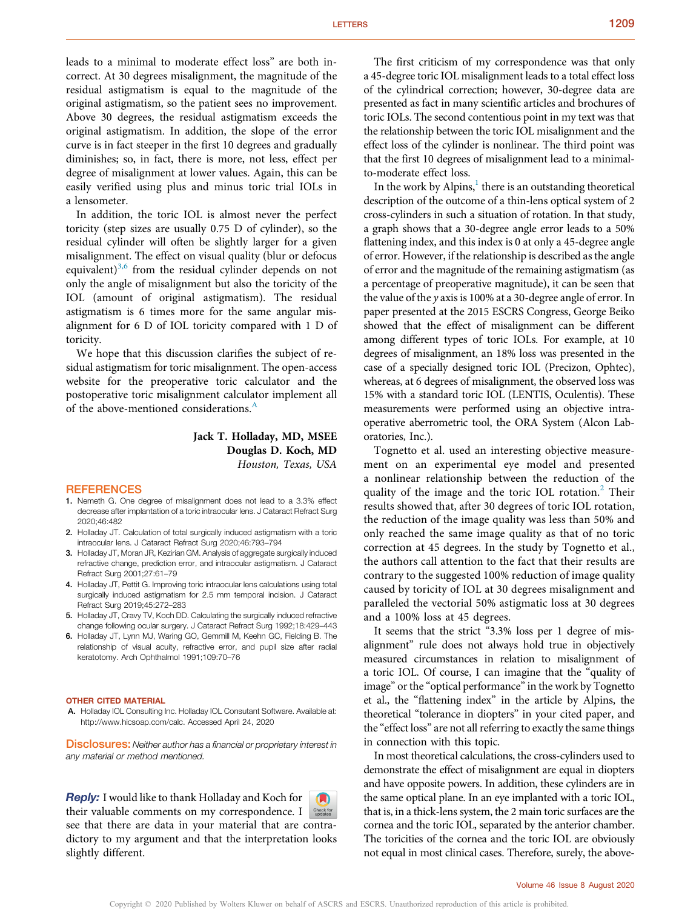leads to a minimal to moderate effect loss" are both incorrect. At 30 degrees misalignment, the magnitude of the residual astigmatism is equal to the magnitude of the original astigmatism, so the patient sees no improvement. Above 30 degrees, the residual astigmatism exceeds the original astigmatism. In addition, the slope of the error curve is in fact steeper in the first 10 degrees and gradually diminishes; so, in fact, there is more, not less, effect per degree of misalignment at lower values. Again, this can be easily verified using plus and minus toric trial IOLs in a lensometer.

In addition, the toric IOL is almost never the perfect toricity (step sizes are usually 0.75 D of cylinder), so the residual cylinder will often be slightly larger for a given misalignment. The effect on visual quality (blur or defocus equivalent)[3,6] from the residual cylinder depends on not only the angle of misalignment but also the toricity of the IOL (amount of original astigmatism). The residual astigmatism is 6 times more for the same angular misalignment for 6 D of IOL toricity compared with 1 D of toricity.

We hope that this discussion clarifies the subject of residual astigmatism for toric misalignment. The open-access website for the preoperative toric calculator and the postoperative toric misalignment calculator implement all of the above-mentioned considerations.[A]

**Jack T. Holladay, MD, MSEE**
**Douglas D. Koch, MD**
*Houston, Texas, USA*

## REFERENCES

1. Nemeth G. One degree of misalignment does not lead to a 3.3% effect decrease after implantation of a toric intraocular lens. J Cataract Refract Surg 2020;46:482
2. Holladay JT. Calculation of total surgically induced astigmatism with a toric intraocular lens. J Cataract Refract Surg 2020;46:793–794
3. Holladay JT, Moran JR, Kezirian GM. Analysis of aggregate surgically induced refractive change, prediction error, and intraocular astigmatism. J Cataract Refract Surg 2001;27:61–79
4. Holladay JT, Pettit G. Improving toric intraocular lens calculations using total surgically induced astigmatism for 2.5 mm temporal incision. J Cataract Refract Surg 2019;45:272–283
5. Holladay JT, Cravy TV, Koch DD. Calculating the surgically induced refractive change following ocular surgery. J Cataract Refract Surg 1992;18:429–443
6. Holladay JT, Lynn MJ, Waring GO, Gemmill M, Keehn GC, Fielding B. The relationship of visual acuity, refractive error, and pupil size after radial keratotomy. Arch Ophthalmol 1991;109:70–76

### OTHER CITED MATERIAL

A. Holladay IOL Consulting Inc. Holladay IOL Consutant Software. Available at: http://www.hicsoap.com/calc. Accessed April 24, 2020

**Disclosures:** *Neither author has a financial or proprietary interest in any material or method mentioned.*

**Reply:** I would like to thank Holladay and Koch for their valuable comments on my correspondence. I see that there are data in your material that are contradictory to my argument and that the interpretation looks slightly different.

The first criticism of my correspondence was that only a 45-degree toric IOL misalignment leads to a total effect loss of the cylindrical correction; however, 30-degree data are presented as fact in many scientific articles and brochures of toric IOLs. The second contentious point in my text was that the relationship between the toric IOL misalignment and the effect loss of the cylinder is nonlinear. The third point was that the first 10 degrees of misalignment lead to a minimal-to-moderate effect loss.

In the work by Alpins,[1] there is an outstanding theoretical description of the outcome of a thin-lens optical system of 2 cross-cylinders in such a situation of rotation. In that study, a graph shows that a 30-degree angle error leads to a 50% flattening index, and this index is 0 at only a 45-degree angle of error. However, if the relationship is described as the angle of error and the magnitude of the remaining astigmatism (as a percentage of preoperative magnitude), it can be seen that the value of the *y* axis is 100% at a 30-degree angle of error. In paper presented at the 2015 ESCRS Congress, George Beiko showed that the effect of misalignment can be different among different types of toric IOLs. For example, at 10 degrees of misalignment, an 18% loss was presented in the case of a specially designed toric IOL (Precizon, Ophtec), whereas, at 6 degrees of misalignment, the observed loss was 15% with a standard toric IOL (LENTIS, Oculentis). These measurements were performed using an objective intraoperative aberrometric tool, the ORA System (Alcon Laboratories, Inc.).

Tognetto et al. used an interesting objective measurement on an experimental eye model and presented a nonlinear relationship between the reduction of the quality of the image and the toric IOL rotation.[2] Their results showed that, after 30 degrees of toric IOL rotation, the reduction of the image quality was less than 50% and only reached the same image quality as that of no toric correction at 45 degrees. In the study by Tognetto et al., the authors call attention to the fact that their results are contrary to the suggested 100% reduction of image quality caused by toricity of IOL at 30 degrees misalignment and paralleled the vectorial 50% astigmatic loss at 30 degrees and a 100% loss at 45 degrees.

It seems that the strict "3.3% loss per 1 degree of misalignment" rule does not always hold true in objectively measured circumstances in relation to misalignment of a toric IOL. Of course, I can imagine that the "quality of image" or the "optical performance" in the work by Tognetto et al., the "flattening index" in the article by Alpins, the theoretical "tolerance in diopters" in your cited paper, and the "effect loss" are not all referring to exactly the same things in connection with this topic.

In most theoretical calculations, the cross-cylinders used to demonstrate the effect of misalignment are equal in diopters and have opposite powers. In addition, these cylinders are in the same optical plane. In an eye implanted with a toric IOL, that is, in a thick-lens system, the 2 main toric surfaces are the cornea and the toric IOL, separated by the anterior chamber. The toricities of the cornea and the toric IOL are obviously not equal in most clinical cases. Therefore, surely, the above-